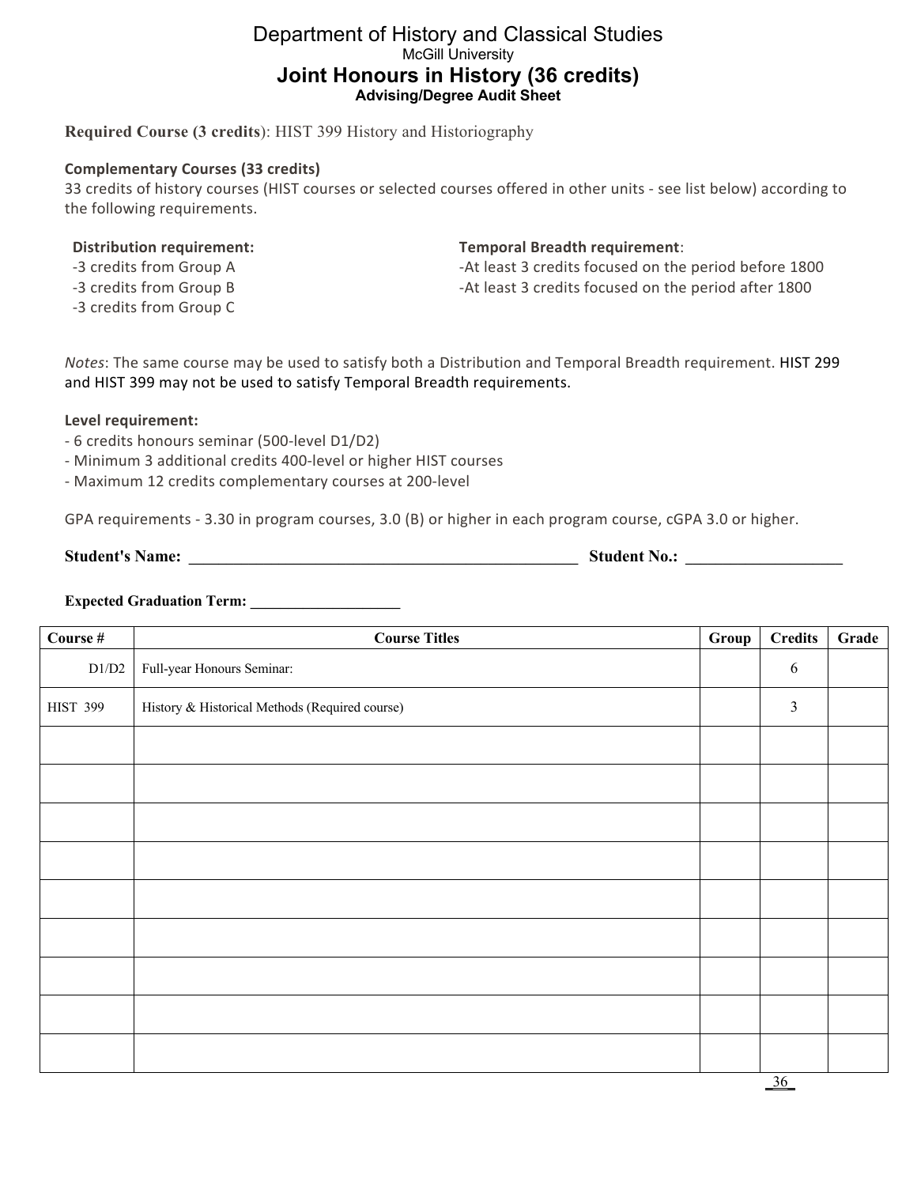# Department of History and Classical Studies

McGill University

## Joint Honours in History (36 credits)

**Advising/Degree Audit Sheet**

**Required Course (3 credits)**: HIST 399 History and Historiography

**Complementary Courses (33 credits)**

33 credits of history courses (HIST courses or selected courses offered in other units - see list below) according to the following requirements.

**Distribution requirement:**

-3 credits from Group A
-3 credits from Group B
-3 credits from Group C

**Temporal Breadth requirement**:

-At least 3 credits focused on the period before 1800
-At least 3 credits focused on the period after 1800

*Notes*: The same course may be used to satisfy both a Distribution and Temporal Breadth requirement. HIST 299 and HIST 399 may not be used to satisfy Temporal Breadth requirements.

**Level requirement:**

- 6 credits honours seminar (500-level D1/D2)
- Minimum 3 additional credits 400-level or higher HIST courses
- Maximum 12 credits complementary courses at 200-level

GPA requirements - 3.30 in program courses, 3.0 (B) or higher in each program course, cGPA 3.0 or higher.

**Student's Name:** ______________________________ **Student No.:** ________________

**Expected Graduation Term:** ________________

| Course # | Course Titles | Group | Credits | Grade |
|---|---|---|---|---|
| D1/D2 | Full-year Honours Seminar: | | 6 | |
| HIST 399 | History & Historical Methods (Required course) | | 3 | |
| | | | | |
| | | | | |
| | | | | |
| | | | | |
| | | | | |
| | | | | |
| | | | | |
| | | | | |
| | | | | |

36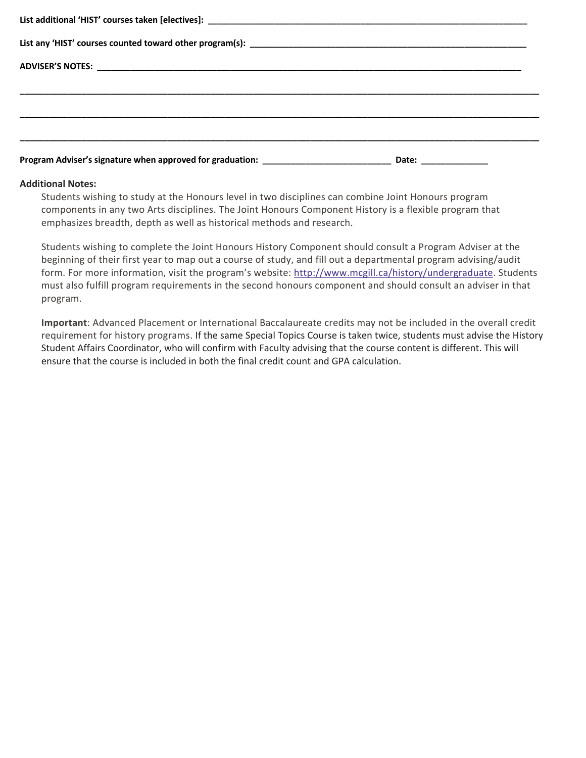**List additional 'HIST' courses taken [electives]:** ________________________________________________________________

**List any 'HIST' courses counted toward other program(s):** ______________________________________________________

**ADVISER'S NOTES:** ______________________________________________________________________________

______________________________________________________________________________________________

______________________________________________________________________________________________

______________________________________________________________________________________________

**Program Adviser's signature when approved for graduation:** ___________________________ **Date:** ______________

**Additional Notes:**

Students wishing to study at the Honours level in two disciplines can combine Joint Honours program components in any two Arts disciplines. The Joint Honours Component History is a flexible program that emphasizes breadth, depth as well as historical methods and research.

Students wishing to complete the Joint Honours History Component should consult a Program Adviser at the beginning of their first year to map out a course of study, and fill out a departmental program advising/audit form. For more information, visit the program's website: http://www.mcgill.ca/history/undergraduate. Students must also fulfill program requirements in the second honours component and should consult an adviser in that program.

**Important**: Advanced Placement or International Baccalaureate credits may not be included in the overall credit requirement for history programs. If the same Special Topics Course is taken twice, students must advise the History Student Affairs Coordinator, who will confirm with Faculty advising that the course content is different. This will ensure that the course is included in both the final credit count and GPA calculation.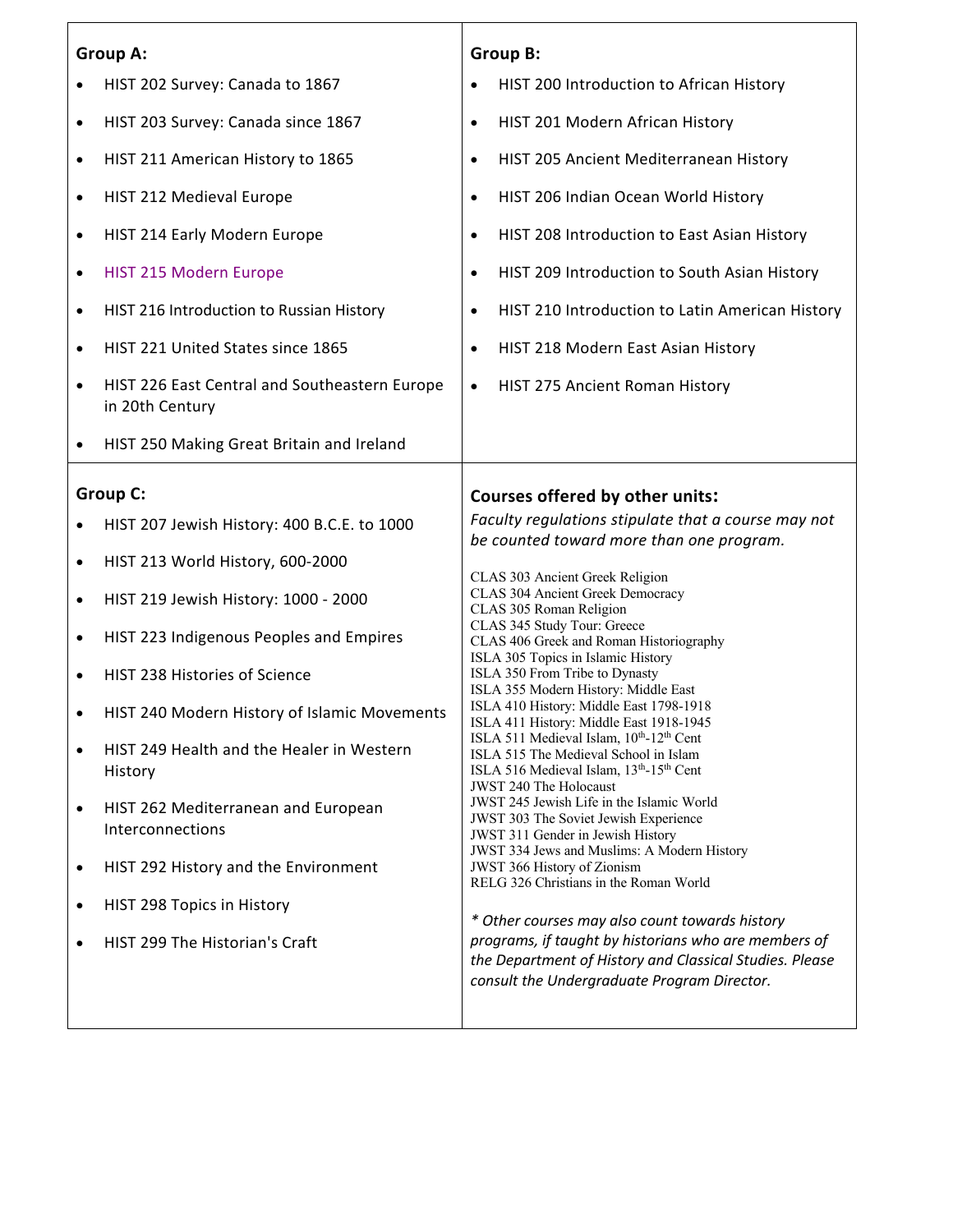**Group A:**

- HIST 202 Survey: Canada to 1867
- HIST 203 Survey: Canada since 1867
- HIST 211 American History to 1865
- HIST 212 Medieval Europe
- HIST 214 Early Modern Europe
- HIST 215 Modern Europe
- HIST 216 Introduction to Russian History
- HIST 221 United States since 1865
- HIST 226 East Central and Southeastern Europe in 20th Century
- HIST 250 Making Great Britain and Ireland

**Group B:**

- HIST 200 Introduction to African History
- HIST 201 Modern African History
- HIST 205 Ancient Mediterranean History
- HIST 206 Indian Ocean World History
- HIST 208 Introduction to East Asian History
- HIST 209 Introduction to South Asian History
- HIST 210 Introduction to Latin American History
- HIST 218 Modern East Asian History
- HIST 275 Ancient Roman History

**Group C:**

- HIST 207 Jewish History: 400 B.C.E. to 1000
- HIST 213 World History, 600-2000
- HIST 219 Jewish History: 1000 - 2000
- HIST 223 Indigenous Peoples and Empires
- HIST 238 Histories of Science
- HIST 240 Modern History of Islamic Movements
- HIST 249 Health and the Healer in Western History
- HIST 262 Mediterranean and European Interconnections
- HIST 292 History and the Environment
- HIST 298 Topics in History
- HIST 299 The Historian's Craft

**Courses offered by other units:**

*Faculty regulations stipulate that a course may not be counted toward more than one program.*

CLAS 303 Ancient Greek Religion
CLAS 304 Ancient Greek Democracy
CLAS 305 Roman Religion
CLAS 345 Study Tour: Greece
CLAS 406 Greek and Roman Historiography
ISLA 305 Topics in Islamic History
ISLA 350 From Tribe to Dynasty
ISLA 355 Modern History: Middle East
ISLA 410 History: Middle East 1798-1918
ISLA 411 History: Middle East 1918-1945
ISLA 511 Medieval Islam, 10th-12th Cent
ISLA 515 The Medieval School in Islam
ISLA 516 Medieval Islam, 13th-15th Cent
JWST 240 The Holocaust
JWST 245 Jewish Life in the Islamic World
JWST 303 The Soviet Jewish Experience
JWST 311 Gender in Jewish History
JWST 334 Jews and Muslims: A Modern History
JWST 366 History of Zionism
RELG 326 Christians in the Roman World

*\* Other courses may also count towards history programs, if taught by historians who are members of the Department of History and Classical Studies. Please consult the Undergraduate Program Director.*